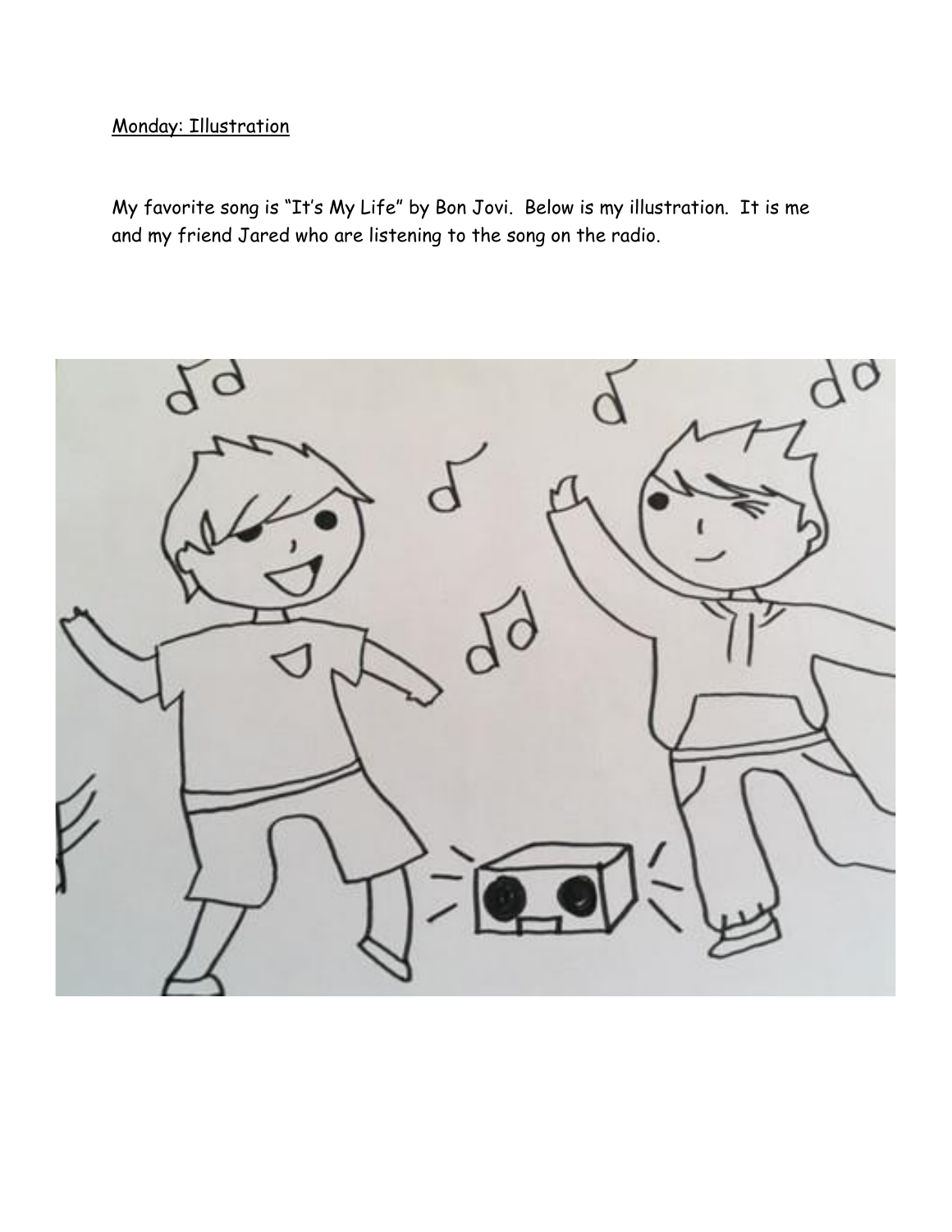<u>Monday: Illustration</u>

My favorite song is "It's My Life" by Bon Jovi. Below is my illustration. It is me and my friend Jared who are listening to the song on the radio.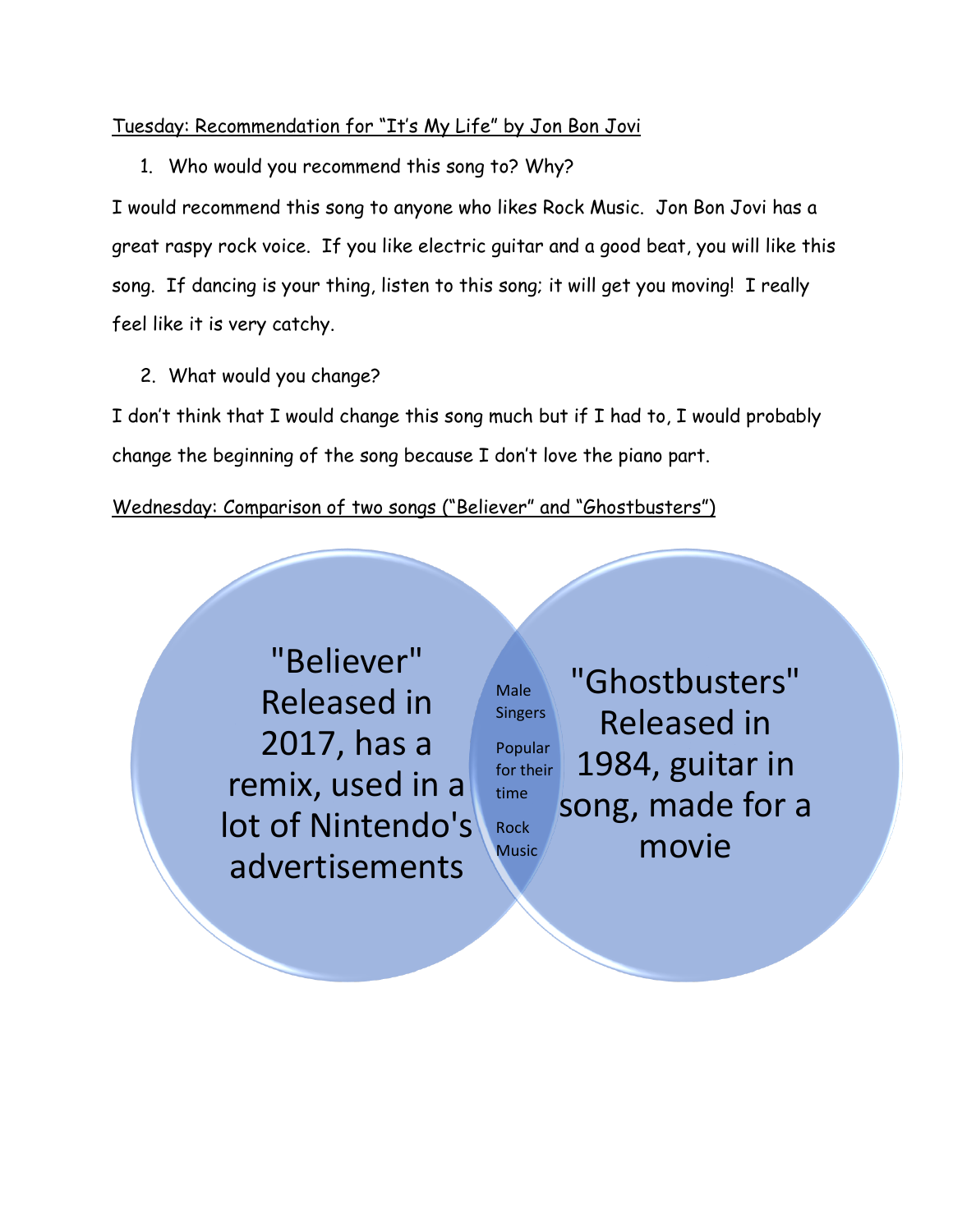Tuesday: Recommendation for "It's My Life" by Jon Bon Jovi

1. Who would you recommend this song to? Why?

I would recommend this song to anyone who likes Rock Music. Jon Bon Jovi has a great raspy rock voice. If you like electric guitar and a good beat, you will like this song. If dancing is your thing, listen to this song; it will get you moving! I really feel like it is very catchy.

2. What would you change?

I don't think that I would change this song much but if I had to, I would probably change the beginning of the song because I don't love the piano part.

Wednesday: Comparison of two songs ("Believer" and "Ghostbusters")

"Believer" Released in 2017, has a remix, used in a lot of Nintendo's advertisements

Male Singers

Popular for their time

Rock Music

"Ghostbusters" Released in 1984, guitar in song, made for a movie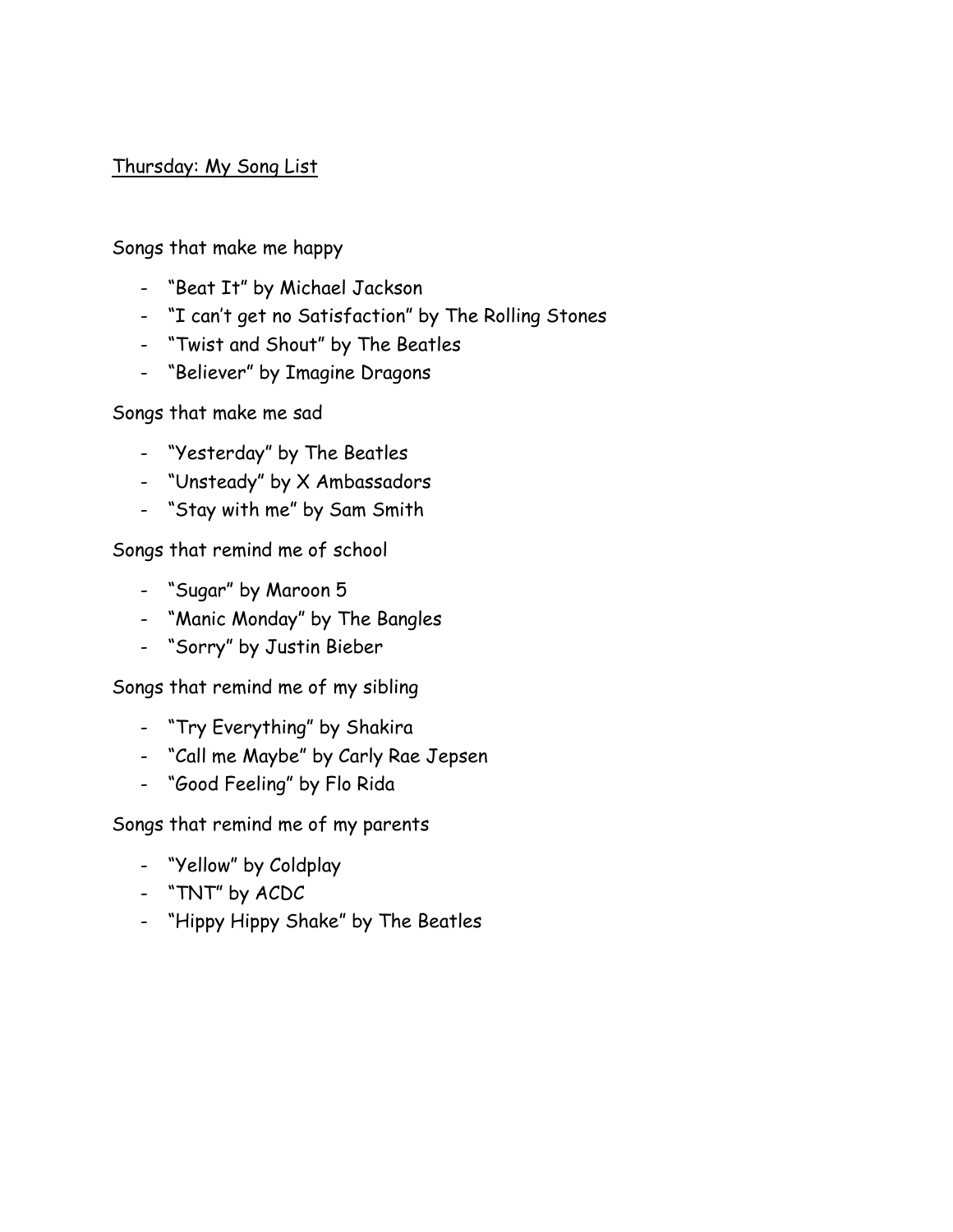<u>Thursday: My Song List</u>

Songs that make me happy

- "Beat It" by Michael Jackson
- "I can't get no Satisfaction" by The Rolling Stones
- "Twist and Shout" by The Beatles
- "Believer" by Imagine Dragons

Songs that make me sad

- "Yesterday" by The Beatles
- "Unsteady" by X Ambassadors
- "Stay with me" by Sam Smith

Songs that remind me of school

- "Sugar" by Maroon 5
- "Manic Monday" by The Bangles
- "Sorry" by Justin Bieber

Songs that remind me of my sibling

- "Try Everything" by Shakira
- "Call me Maybe" by Carly Rae Jepsen
- "Good Feeling" by Flo Rida

Songs that remind me of my parents

- "Yellow" by Coldplay
- "TNT" by ACDC
- "Hippy Hippy Shake" by The Beatles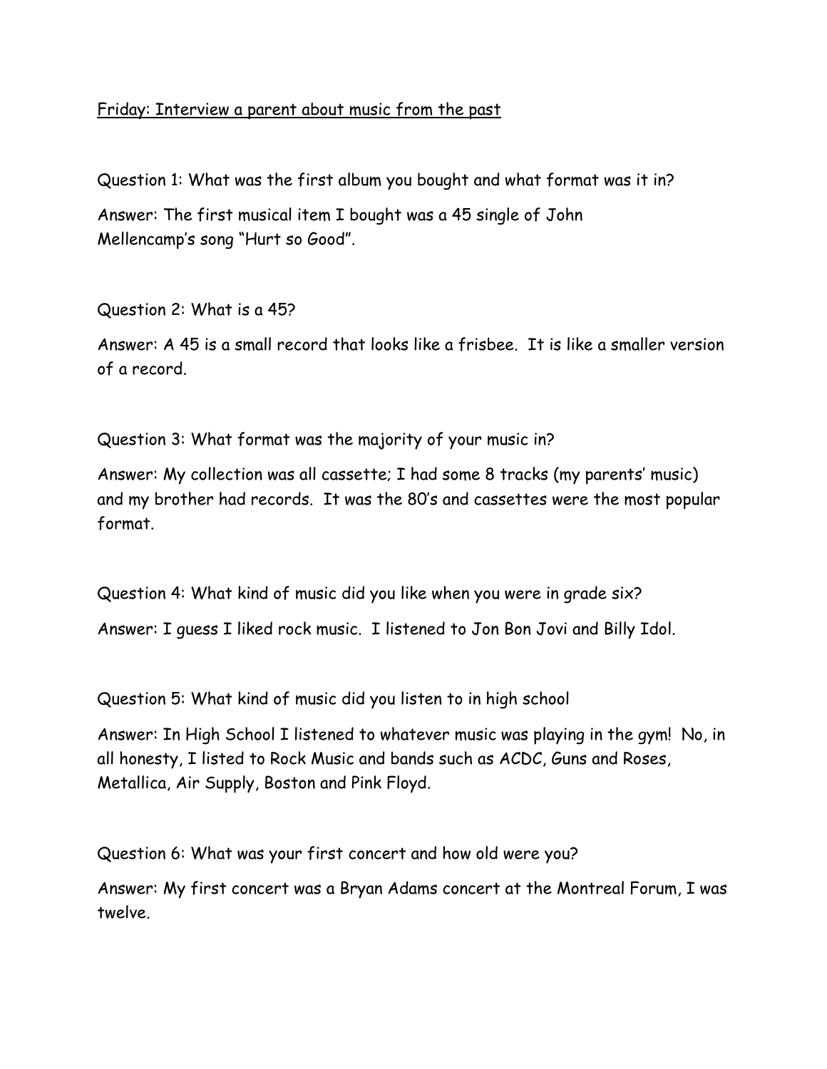Friday: Interview a parent about music from the past

Question 1: What was the first album you bought and what format was it in?

Answer: The first musical item I bought was a 45 single of John Mellencamp's song "Hurt so Good".

Question 2: What is a 45?

Answer: A 45 is a small record that looks like a frisbee. It is like a smaller version of a record.

Question 3: What format was the majority of your music in?

Answer: My collection was all cassette; I had some 8 tracks (my parents' music) and my brother had records. It was the 80's and cassettes were the most popular format.

Question 4: What kind of music did you like when you were in grade six?

Answer: I guess I liked rock music. I listened to Jon Bon Jovi and Billy Idol.

Question 5: What kind of music did you listen to in high school

Answer: In High School I listened to whatever music was playing in the gym! No, in all honesty, I listed to Rock Music and bands such as ACDC, Guns and Roses, Metallica, Air Supply, Boston and Pink Floyd.

Question 6: What was your first concert and how old were you?

Answer: My first concert was a Bryan Adams concert at the Montreal Forum, I was twelve.